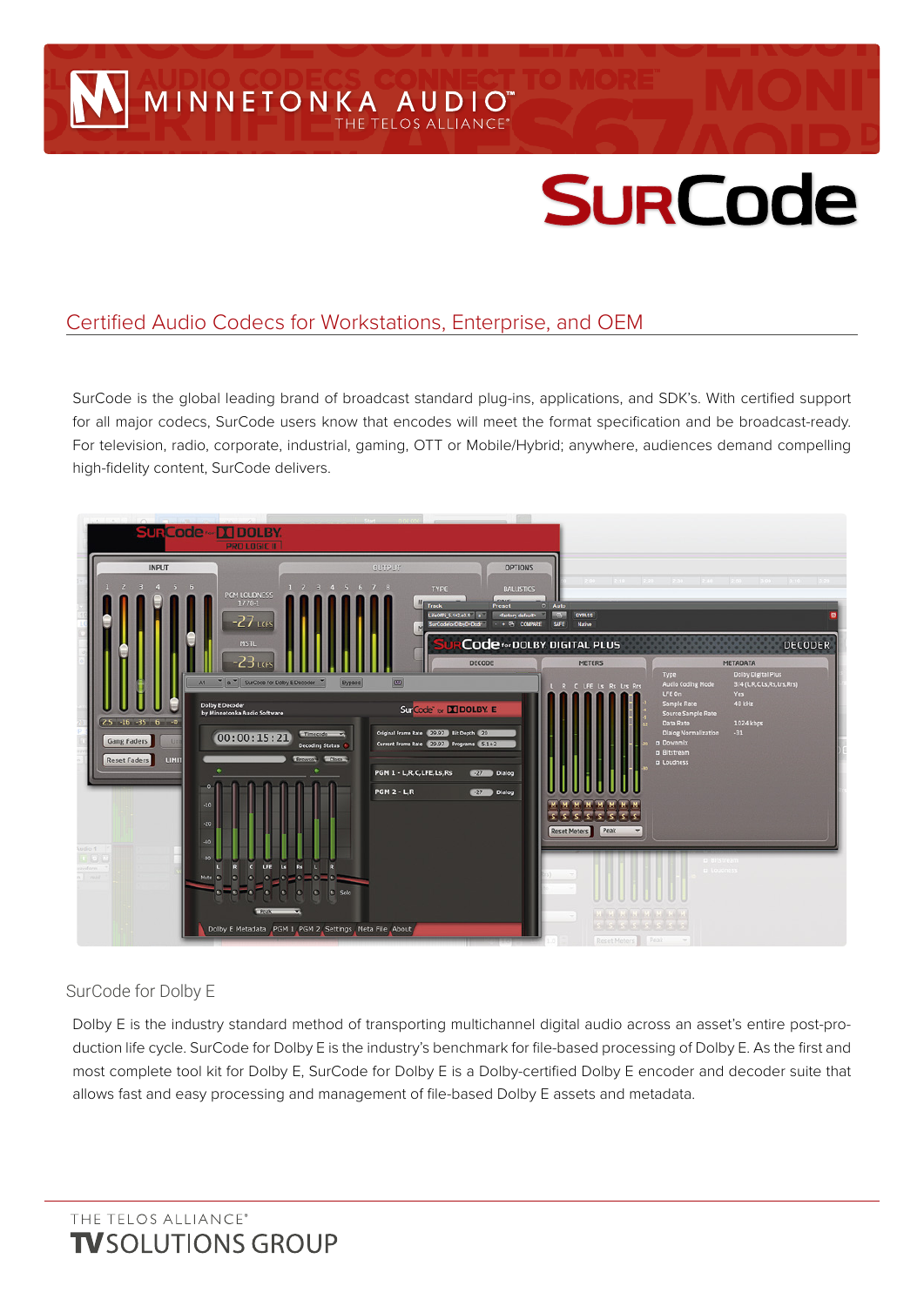MINNETONKA AUDIO™

THE TELOS ALLIANCE®

# SurCode

## Certified Audio Codecs for Workstations, Enterprise, and OEM

SurCode is the global leading brand of broadcast standard plug-ins, applications, and SDK's. With certified support for all major codecs, SurCode users know that encodes will meet the format specification and be broadcast-ready. For television, radio, corporate, industrial, gaming, OTT or Mobile/Hybrid; anywhere, audiences demand compelling high-fidelity content, SurCode delivers.

### SurCode for Dolby E

Dolby E is the industry standard method of transporting multichannel digital audio across an asset's entire post-production life cycle. SurCode for Dolby E is the industry's benchmark for file-based processing of Dolby E. As the first and most complete tool kit for Dolby E, SurCode for Dolby E is a Dolby-certified Dolby E encoder and decoder suite that allows fast and easy processing and management of file-based Dolby E assets and metadata.

THE TELOS ALLIANCE®

TV SOLUTIONS GROUP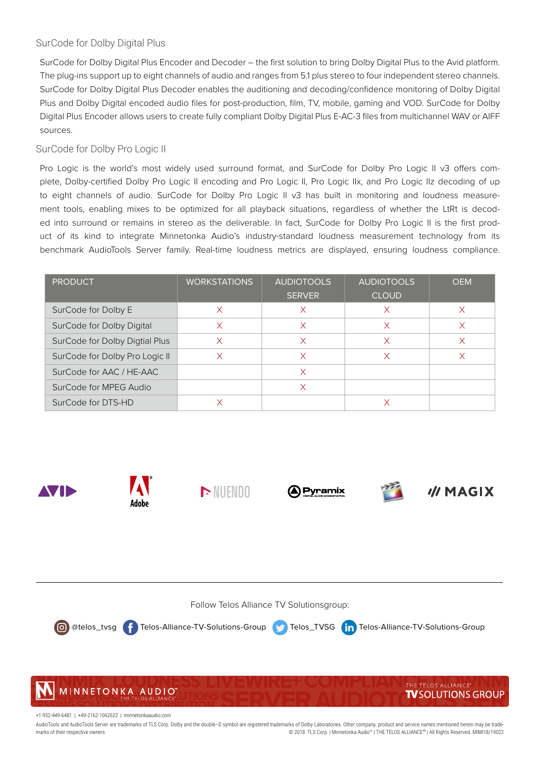## SurCode for Dolby Digital Plus

SurCode for Dolby Digital Plus Encoder and Decoder – the first solution to bring Dolby Digital Plus to the Avid platform. The plug-ins support up to eight channels of audio and ranges from 5.1 plus stereo to four independent stereo channels. SurCode for Dolby Digital Plus Decoder enables the auditioning and decoding/confidence monitoring of Dolby Digital Plus and Dolby Digital encoded audio files for post-production, film, TV, mobile, gaming and VOD. SurCode for Dolby Digital Plus Encoder allows users to create fully compliant Dolby Digital Plus E-AC-3 files from multichannel WAV or AIFF sources.

## SurCode for Dolby Pro Logic II

Pro Logic is the world's most widely used surround format, and SurCode for Dolby Pro Logic II v3 offers complete, Dolby-certified Dolby Pro Logic II encoding and Pro Logic II, Pro Logic IIx, and Pro Logic IIz decoding of up to eight channels of audio. SurCode for Dolby Pro Logic II v3 has built in monitoring and loudness measurement tools, enabling mixes to be optimized for all playback situations, regardless of whether the LtRt is decoded into surround or remains in stereo as the deliverable. In fact, SurCode for Dolby Pro Logic II is the first product of its kind to integrate Minnetonka Audio's industry-standard loudness measurement technology from its benchmark AudioTools Server family. Real-time loudness metrics are displayed, ensuring loudness compliance.

| PRODUCT | WORKSTATIONS | AUDIOTOOLS SERVER | AUDIOTOOLS CLOUD | OEM |
|---|---|---|---|---|
| SurCode for Dolby E | X | X | X | X |
| SurCode for Dolby Digital | X | X | X | X |
| SurCode for Dolby Digtial Plus | X | X | X | X |
| SurCode for Dolby Pro Logic II | X | X | X | X |
| SurCode for AAC / HE-AAC | | X | | |
| SurCode for MPEG Audio | | X | | |
| SurCode for DTS-HD | X | | X | |

Follow Telos Alliance TV Solutionsgroup:

@telos_tvsg Telos-Alliance-TV-Solutions-Group Telos_TVSG Telos-Alliance-TV-Solutions-Group

MINNETONKA AUDIO THE TELOS ALLIANCE | THE TELOS ALLIANCE TV SOLUTIONS GROUP

+1-952-449-6481 | +49-2162-1062622 | minnetonkaaudio.com

AudioTools and AudioTools Server are trademarks of TLS Corp. Dolby and the double–D symbol are registered trademarks of Dolby Laboratories. Other company, product and service names mentioned herein may be trademarks of their respective owners.

© 2018 TLS Corp. | Minnetonka Audio™ | THE TELOS ALLIANCE® | All Rights Reserved. MIMI18/19022